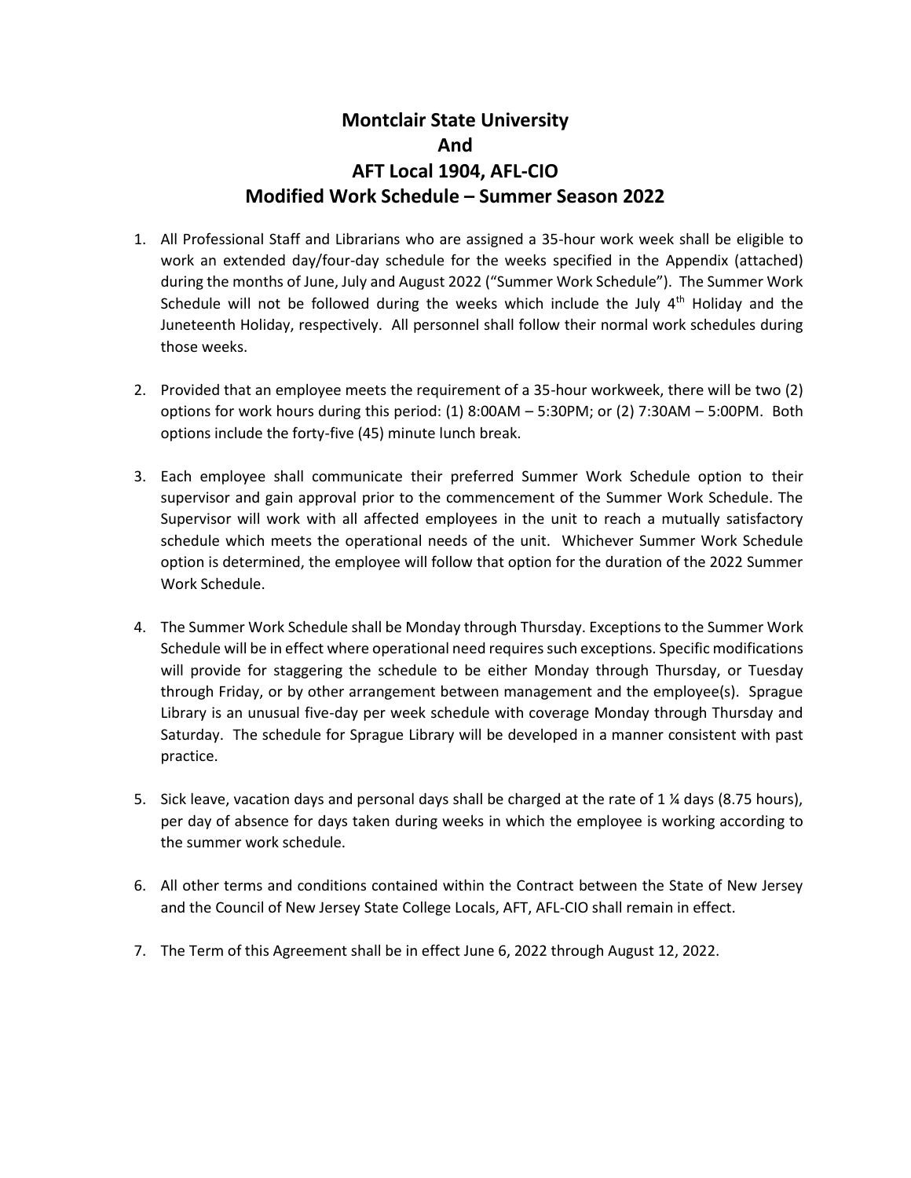# Montclair State University
# And
# AFT Local 1904, AFL-CIO
# Modified Work Schedule – Summer Season 2022

1. All Professional Staff and Librarians who are assigned a 35-hour work week shall be eligible to work an extended day/four-day schedule for the weeks specified in the Appendix (attached) during the months of June, July and August 2022 ("Summer Work Schedule"). The Summer Work Schedule will not be followed during the weeks which include the July 4th Holiday and the Juneteenth Holiday, respectively. All personnel shall follow their normal work schedules during those weeks.

2. Provided that an employee meets the requirement of a 35-hour workweek, there will be two (2) options for work hours during this period: (1) 8:00AM – 5:30PM; or (2) 7:30AM – 5:00PM. Both options include the forty-five (45) minute lunch break.

3. Each employee shall communicate their preferred Summer Work Schedule option to their supervisor and gain approval prior to the commencement of the Summer Work Schedule. The Supervisor will work with all affected employees in the unit to reach a mutually satisfactory schedule which meets the operational needs of the unit. Whichever Summer Work Schedule option is determined, the employee will follow that option for the duration of the 2022 Summer Work Schedule.

4. The Summer Work Schedule shall be Monday through Thursday. Exceptions to the Summer Work Schedule will be in effect where operational need requires such exceptions. Specific modifications will provide for staggering the schedule to be either Monday through Thursday, or Tuesday through Friday, or by other arrangement between management and the employee(s). Sprague Library is an unusual five-day per week schedule with coverage Monday through Thursday and Saturday. The schedule for Sprague Library will be developed in a manner consistent with past practice.

5. Sick leave, vacation days and personal days shall be charged at the rate of 1 ¼ days (8.75 hours), per day of absence for days taken during weeks in which the employee is working according to the summer work schedule.

6. All other terms and conditions contained within the Contract between the State of New Jersey and the Council of New Jersey State College Locals, AFT, AFL-CIO shall remain in effect.

7. The Term of this Agreement shall be in effect June 6, 2022 through August 12, 2022.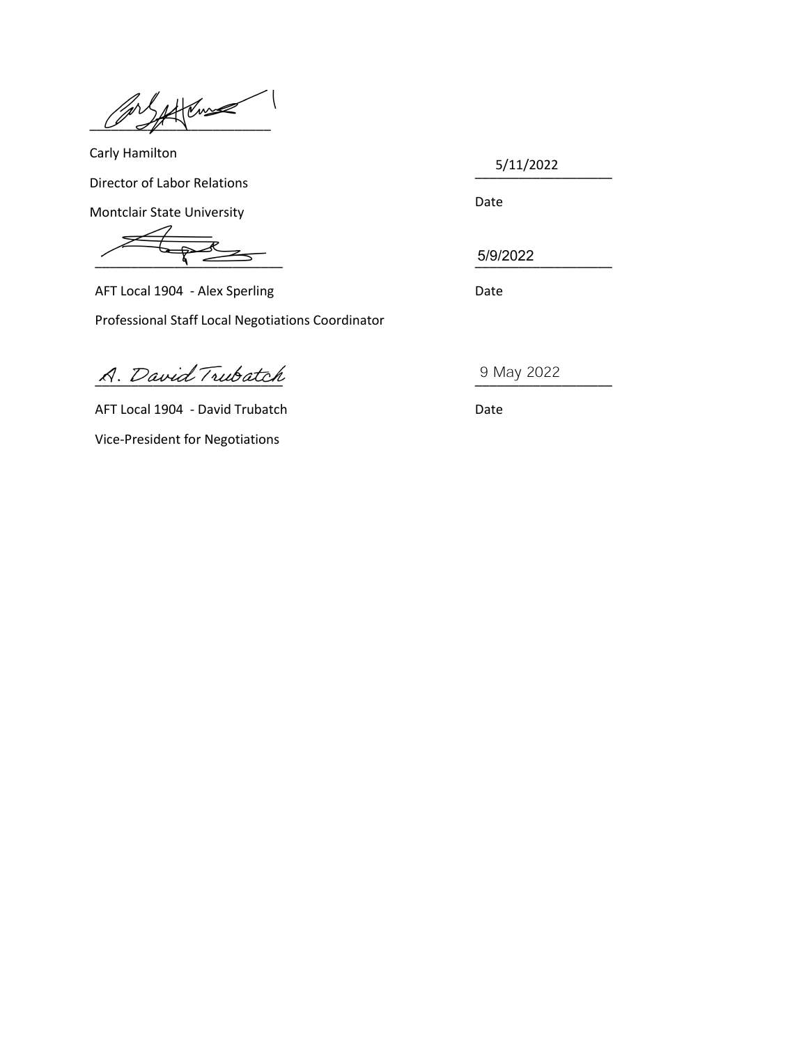\_\_\_\_\_\_\_\_\_\_\_\_\_\_\_\_\_\_\_\_\_\_\_\_\_\_

Carly Hamilton

Director of Labor Relations

Montclair State University

5/11/2022

Date

\_\_\_\_\_\_\_\_\_\_\_\_\_\_\_\_\_\_\_\_\_\_\_\_\_\_

AFT Local 1904 - Alex Sperling

Professional Staff Local Negotiations Coordinator

5/9/2022

Date

A. David Trubatch

AFT Local 1904 - David Trubatch

Vice-President for Negotiations

9 May 2022

Date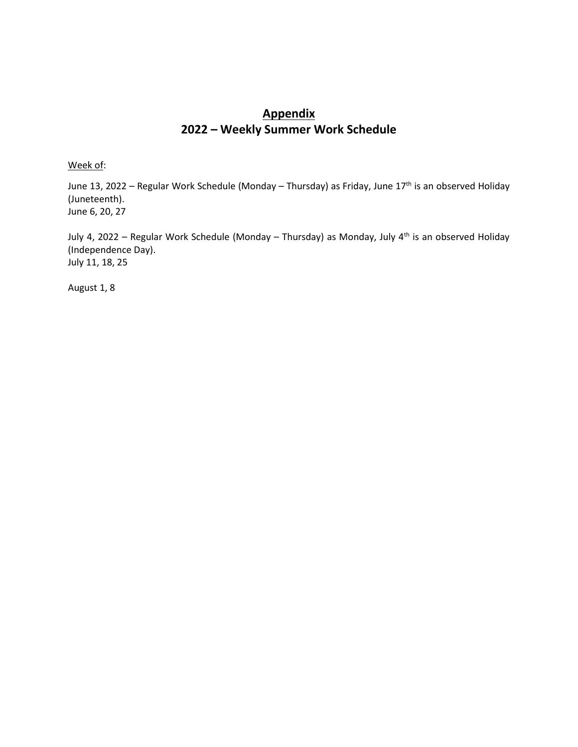# Appendix

## 2022 – Weekly Summer Work Schedule

Week of:

June 13, 2022 – Regular Work Schedule (Monday – Thursday) as Friday, June $17^{th}$ is an observed Holiday (Juneteenth).
June 6, 20, 27

July 4, 2022 – Regular Work Schedule (Monday – Thursday) as Monday, July $4^{th}$ is an observed Holiday (Independence Day).
July 11, 18, 25

August 1, 8